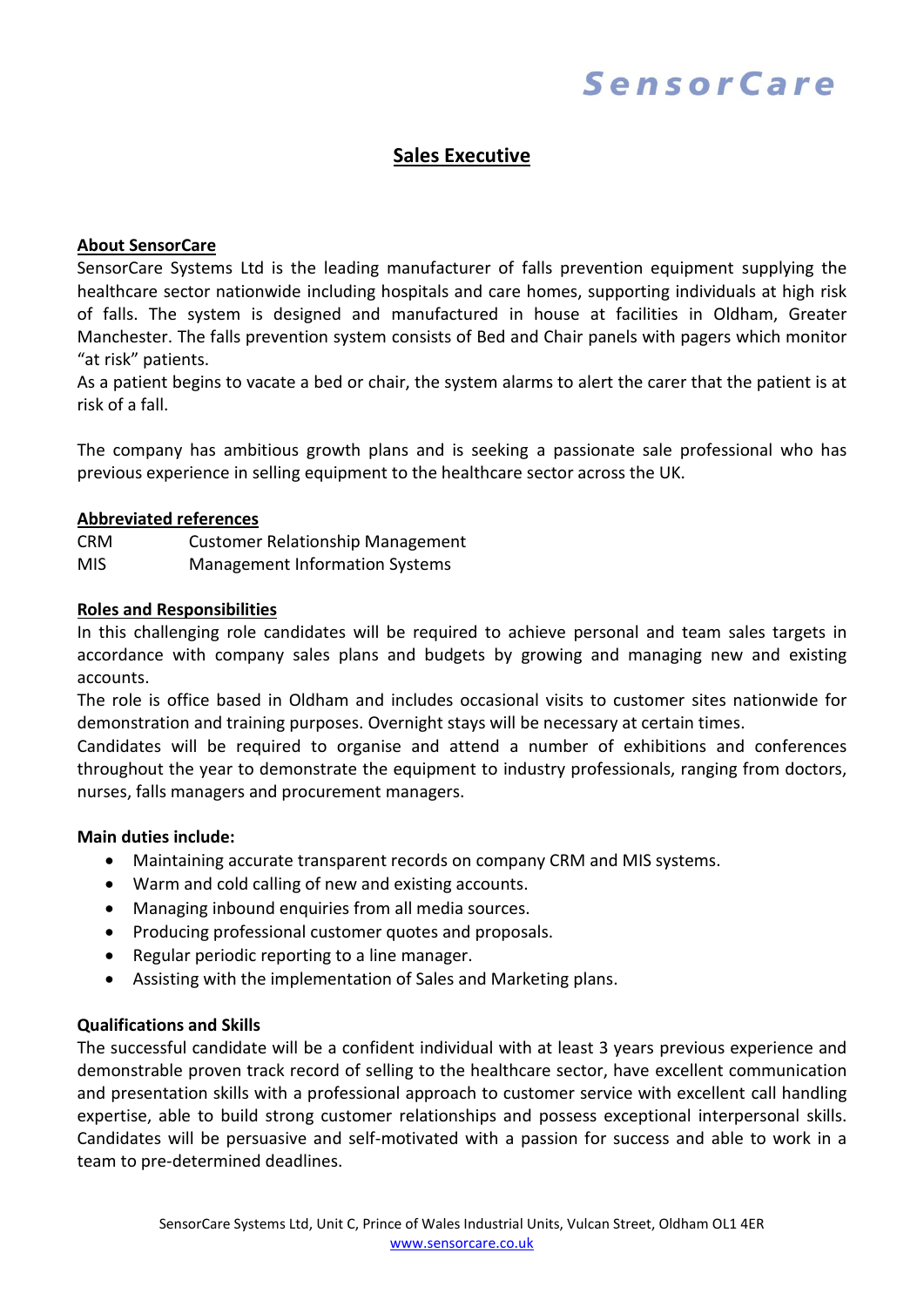SensorCare

# Sales Executive

## About SensorCare

SensorCare Systems Ltd is the leading manufacturer of falls prevention equipment supplying the healthcare sector nationwide including hospitals and care homes, supporting individuals at high risk of falls. The system is designed and manufactured in house at facilities in Oldham, Greater Manchester. The falls prevention system consists of Bed and Chair panels with pagers which monitor "at risk" patients.
As a patient begins to vacate a bed or chair, the system alarms to alert the carer that the patient is at risk of a fall.

The company has ambitious growth plans and is seeking a passionate sale professional who has previous experience in selling equipment to the healthcare sector across the UK.

## Abbreviated references

| | |
|---|---|
| CRM | Customer Relationship Management |
| MIS | Management Information Systems |

## Roles and Responsibilities

In this challenging role candidates will be required to achieve personal and team sales targets in accordance with company sales plans and budgets by growing and managing new and existing accounts.
The role is office based in Oldham and includes occasional visits to customer sites nationwide for demonstration and training purposes. Overnight stays will be necessary at certain times.
Candidates will be required to organise and attend a number of exhibitions and conferences throughout the year to demonstrate the equipment to industry professionals, ranging from doctors, nurses, falls managers and procurement managers.

**Main duties include:**

- Maintaining accurate transparent records on company CRM and MIS systems.
- Warm and cold calling of new and existing accounts.
- Managing inbound enquiries from all media sources.
- Producing professional customer quotes and proposals.
- Regular periodic reporting to a line manager.
- Assisting with the implementation of Sales and Marketing plans.

**Qualifications and Skills**

The successful candidate will be a confident individual with at least 3 years previous experience and demonstrable proven track record of selling to the healthcare sector, have excellent communication and presentation skills with a professional approach to customer service with excellent call handling expertise, able to build strong customer relationships and possess exceptional interpersonal skills. Candidates will be persuasive and self-motivated with a passion for success and able to work in a team to pre-determined deadlines.

SensorCare Systems Ltd, Unit C, Prince of Wales Industrial Units, Vulcan Street, Oldham OL1 4ER
www.sensorcare.co.uk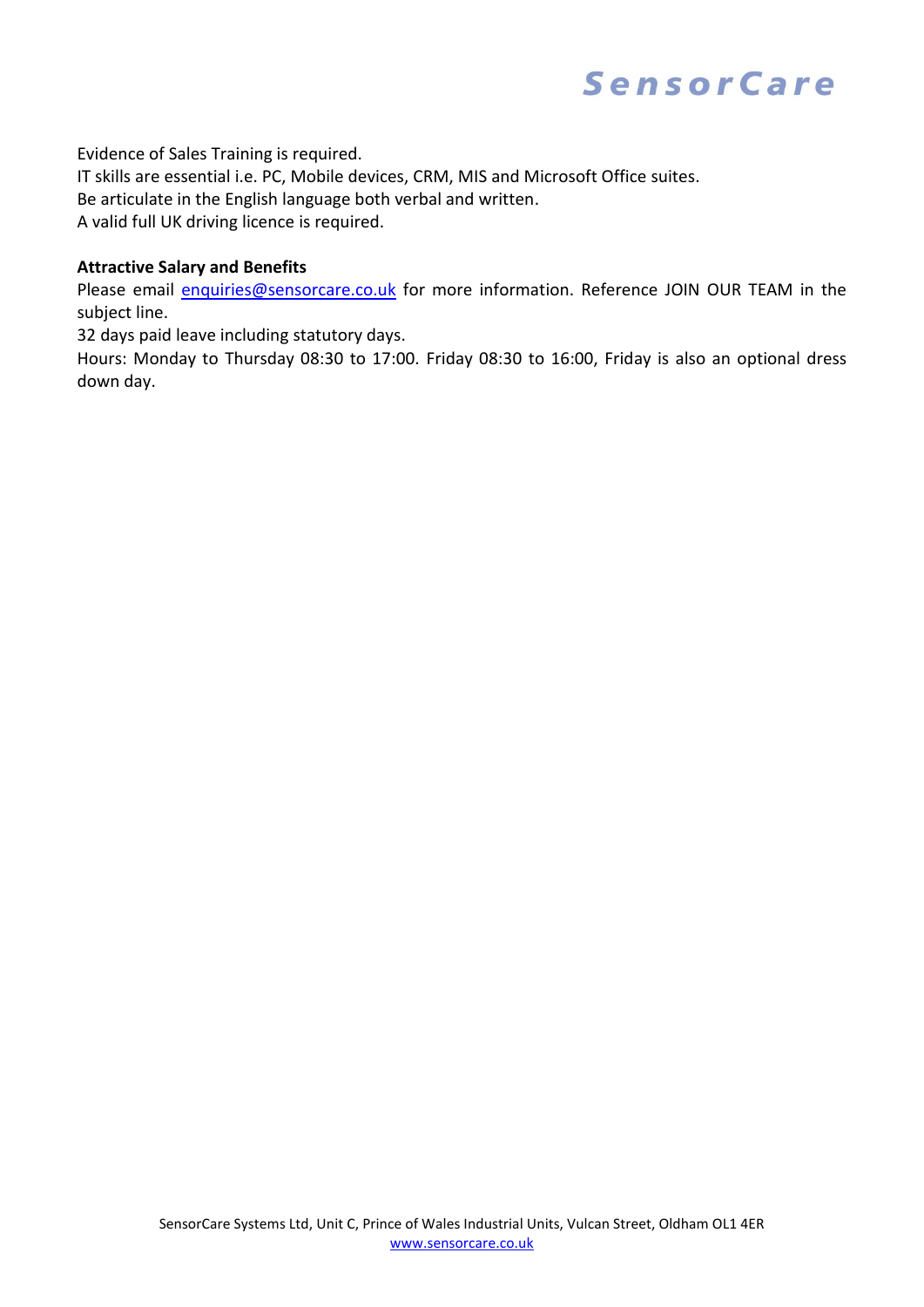Evidence of Sales Training is required.
IT skills are essential i.e. PC, Mobile devices, CRM, MIS and Microsoft Office suites.
Be articulate in the English language both verbal and written.
A valid full UK driving licence is required.

**Attractive Salary and Benefits**
Please email enquiries@sensorcare.co.uk for more information. Reference JOIN OUR TEAM in the subject line.
32 days paid leave including statutory days.
Hours: Monday to Thursday 08:30 to 17:00. Friday 08:30 to 16:00, Friday is also an optional dress down day.